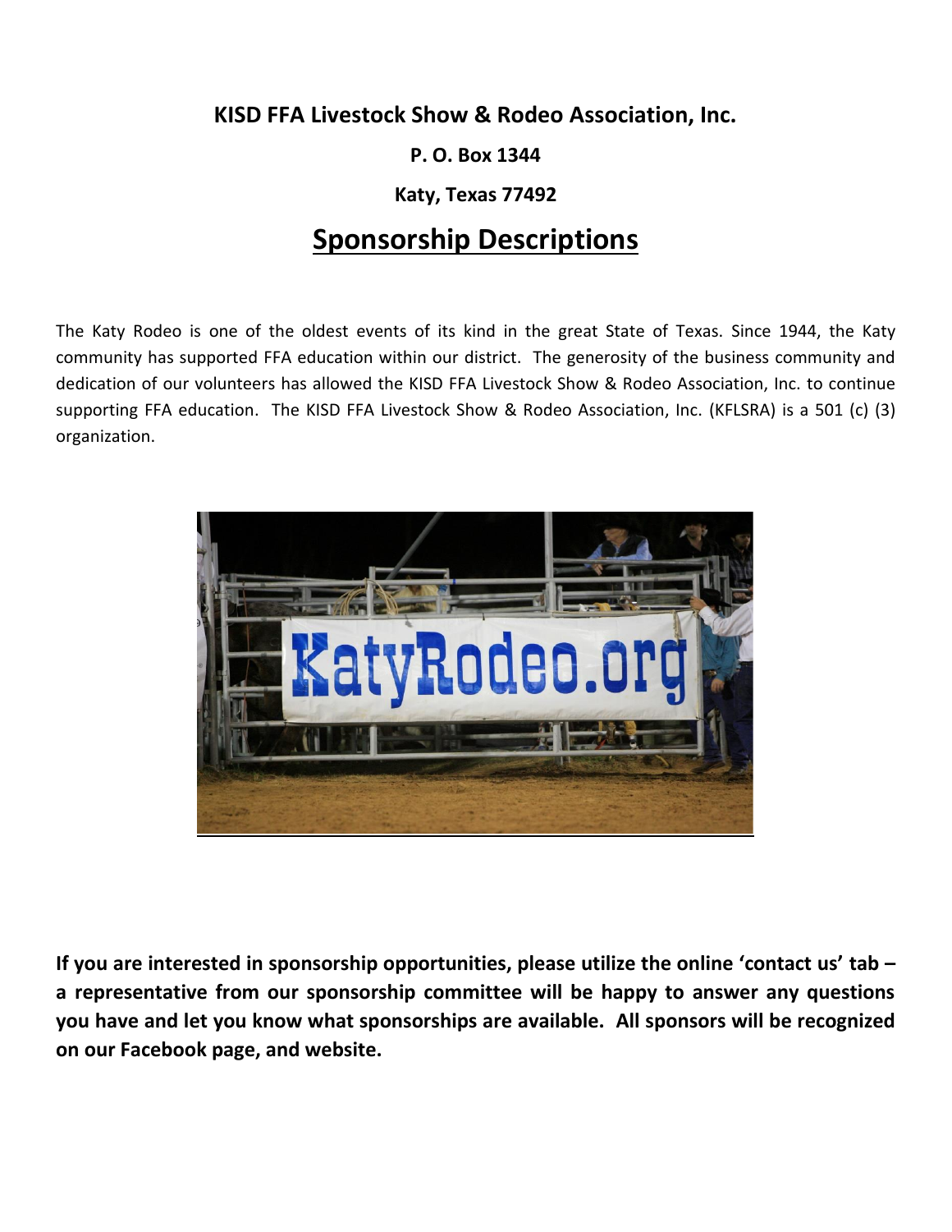**KISD FFA Livestock Show & Rodeo Association, Inc.**

**P. O. Box 1344**

**Katy, Texas 77492**

# Sponsorship Descriptions

The Katy Rodeo is one of the oldest events of its kind in the great State of Texas. Since 1944, the Katy community has supported FFA education within our district. The generosity of the business community and dedication of our volunteers has allowed the KISD FFA Livestock Show & Rodeo Association, Inc. to continue supporting FFA education. The KISD FFA Livestock Show & Rodeo Association, Inc. (KFLSRA) is a 501 (c) (3) organization.

**If you are interested in sponsorship opportunities, please utilize the online 'contact us' tab – a representative from our sponsorship committee will be happy to answer any questions you have and let you know what sponsorships are available. All sponsors will be recognized on our Facebook page, and website.**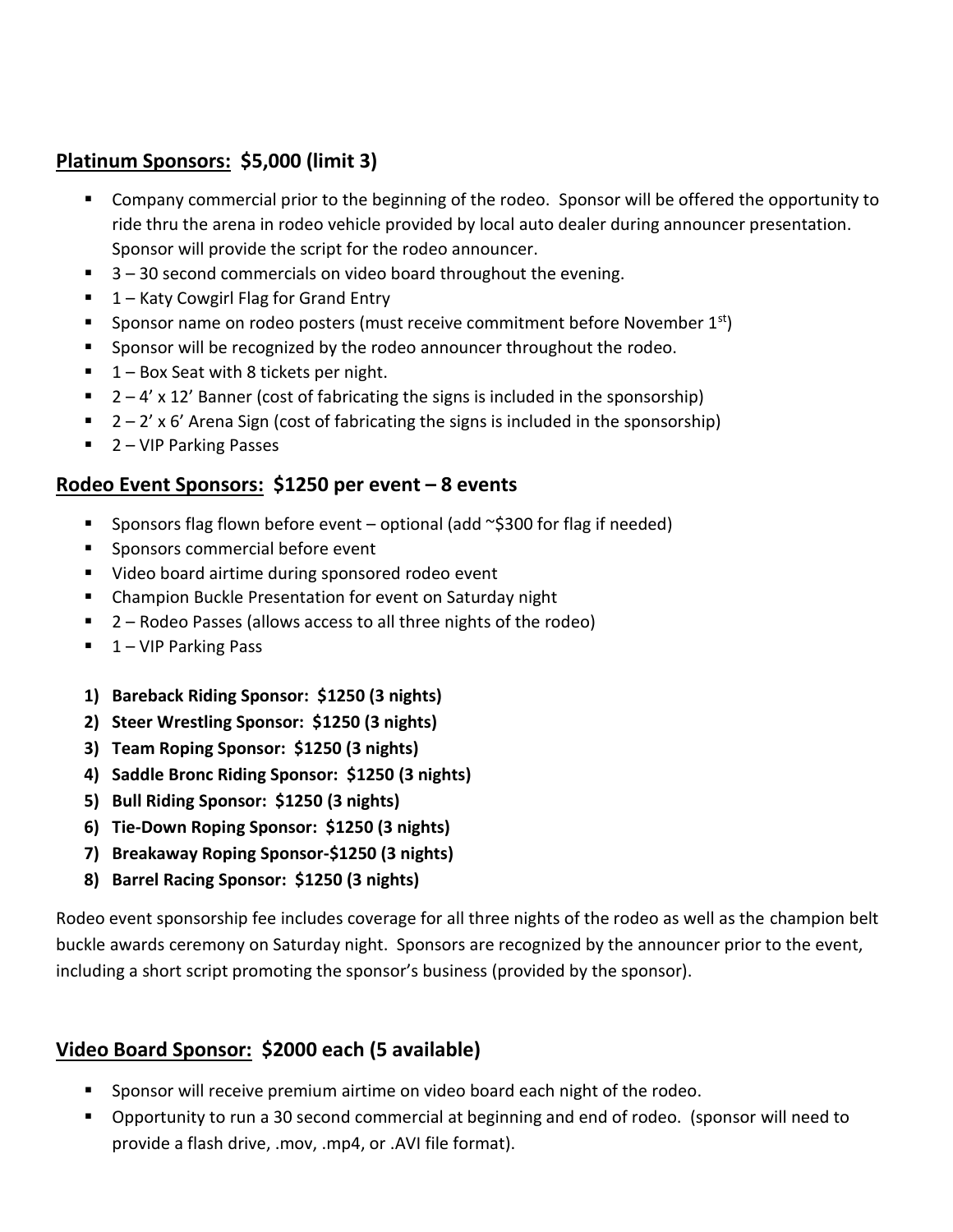## **<u>Platinum Sponsors:</u> $5,000 (limit 3)**

- Company commercial prior to the beginning of the rodeo. Sponsor will be offered the opportunity to ride thru the arena in rodeo vehicle provided by local auto dealer during announcer presentation. Sponsor will provide the script for the rodeo announcer.
- 3 – 30 second commercials on video board throughout the evening.
- 1 – Katy Cowgirl Flag for Grand Entry
- Sponsor name on rodeo posters (must receive commitment before November 1st)
- Sponsor will be recognized by the rodeo announcer throughout the rodeo.
- 1 – Box Seat with 8 tickets per night.
- 2 – 4' x 12' Banner (cost of fabricating the signs is included in the sponsorship)
- 2 – 2' x 6' Arena Sign (cost of fabricating the signs is included in the sponsorship)
- 2 – VIP Parking Passes

## **<u>Rodeo Event Sponsors:</u> $1250 per event – 8 events**

- Sponsors flag flown before event – optional (add ~$300 for flag if needed)
- Sponsors commercial before event
- Video board airtime during sponsored rodeo event
- Champion Buckle Presentation for event on Saturday night
- 2 – Rodeo Passes (allows access to all three nights of the rodeo)
- 1 – VIP Parking Pass

1) **Bareback Riding Sponsor: $1250 (3 nights)**
2) **Steer Wrestling Sponsor: $1250 (3 nights)**
3) **Team Roping Sponsor: $1250 (3 nights)**
4) **Saddle Bronc Riding Sponsor: $1250 (3 nights)**
5) **Bull Riding Sponsor: $1250 (3 nights)**
6) **Tie-Down Roping Sponsor: $1250 (3 nights)**
7) **Breakaway Roping Sponsor-$1250 (3 nights)**
8) **Barrel Racing Sponsor: $1250 (3 nights)**

Rodeo event sponsorship fee includes coverage for all three nights of the rodeo as well as the champion belt buckle awards ceremony on Saturday night. Sponsors are recognized by the announcer prior to the event, including a short script promoting the sponsor's business (provided by the sponsor).

## **<u>Video Board Sponsor:</u> $2000 each (5 available)**

- Sponsor will receive premium airtime on video board each night of the rodeo.
- Opportunity to run a 30 second commercial at beginning and end of rodeo. (sponsor will need to provide a flash drive, .mov, .mp4, or .AVI file format).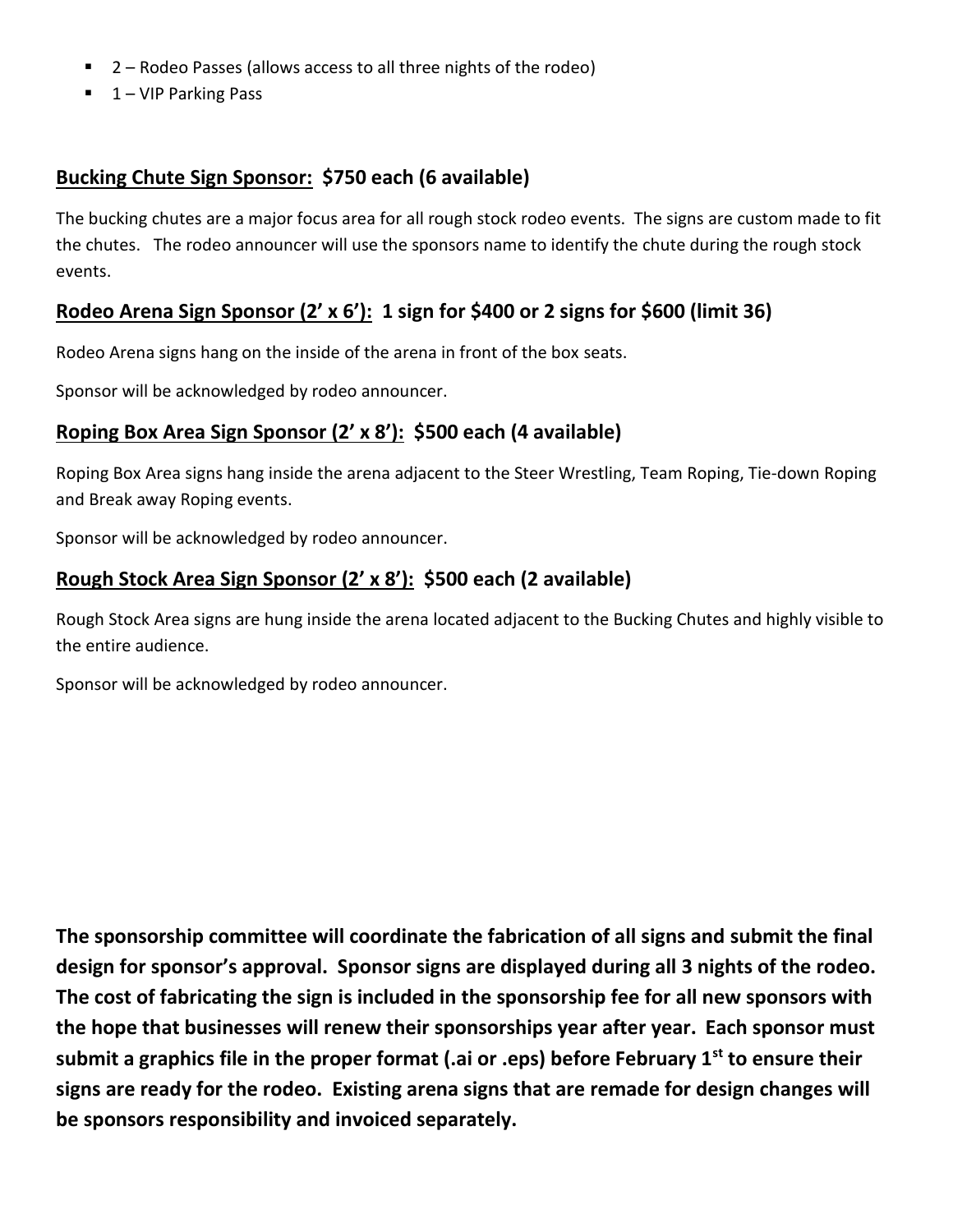- 2 – Rodeo Passes (allows access to all three nights of the rodeo)
- 1 – VIP Parking Pass

### <u>Bucking Chute Sign Sponsor:</u> $750 each (6 available)

The bucking chutes are a major focus area for all rough stock rodeo events. The signs are custom made to fit the chutes. The rodeo announcer will use the sponsors name to identify the chute during the rough stock events.

### <u>Rodeo Arena Sign Sponsor (2' x 6'):</u> 1 sign for $400 or 2 signs for $600 (limit 36)

Rodeo Arena signs hang on the inside of the arena in front of the box seats.

Sponsor will be acknowledged by rodeo announcer.

### <u>Roping Box Area Sign Sponsor (2' x 8'):</u> $500 each (4 available)

Roping Box Area signs hang inside the arena adjacent to the Steer Wrestling, Team Roping, Tie-down Roping and Break away Roping events.

Sponsor will be acknowledged by rodeo announcer.

### <u>Rough Stock Area Sign Sponsor (2' x 8'):</u> $500 each (2 available)

Rough Stock Area signs are hung inside the arena located adjacent to the Bucking Chutes and highly visible to the entire audience.

Sponsor will be acknowledged by rodeo announcer.

**The sponsorship committee will coordinate the fabrication of all signs and submit the final design for sponsor's approval. Sponsor signs are displayed during all 3 nights of the rodeo. The cost of fabricating the sign is included in the sponsorship fee for all new sponsors with the hope that businesses will renew their sponsorships year after year. Each sponsor must submit a graphics file in the proper format (.ai or .eps) before February 1st to ensure their signs are ready for the rodeo. Existing arena signs that are remade for design changes will be sponsors responsibility and invoiced separately.**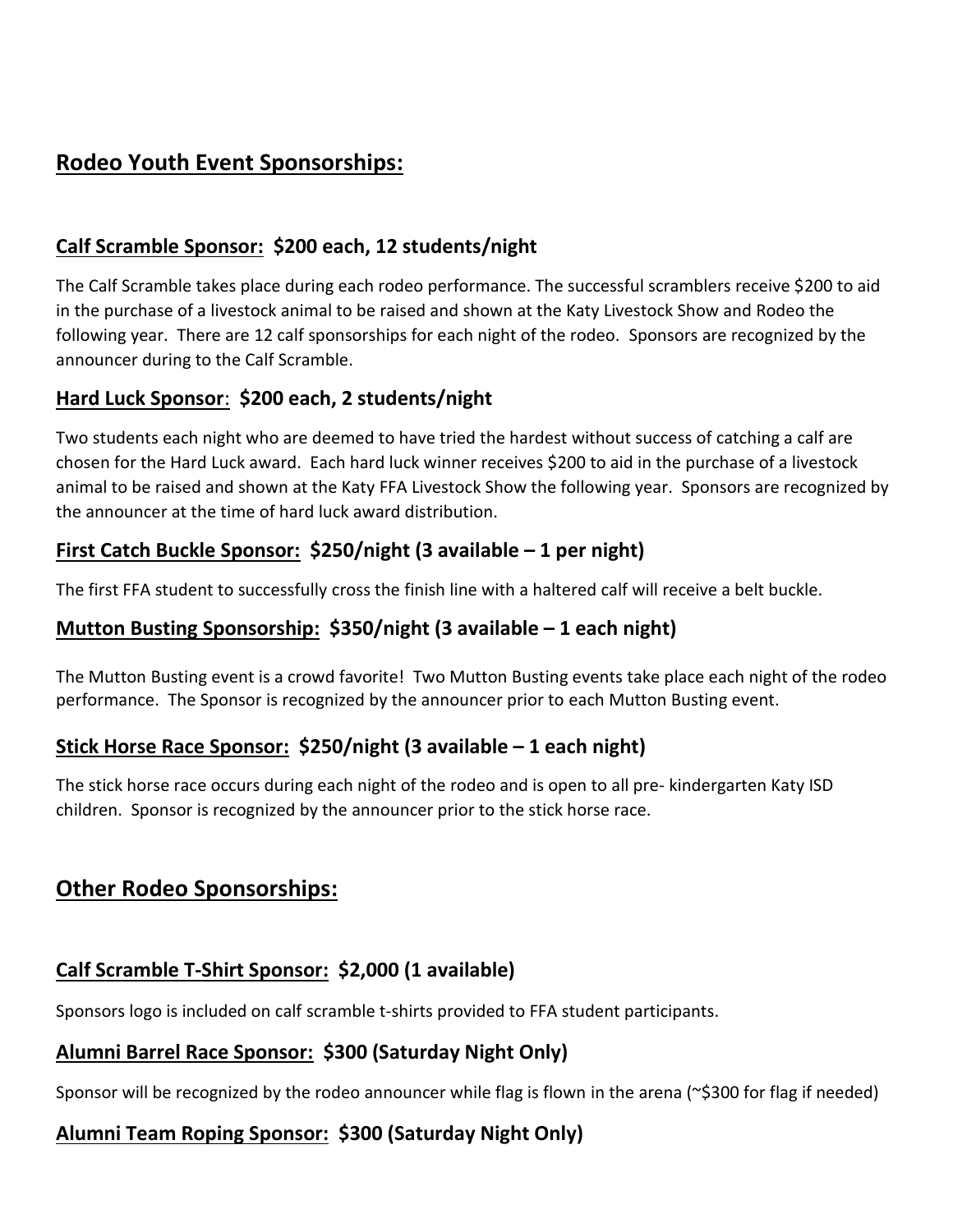## Rodeo Youth Event Sponsorships:

### Calf Scramble Sponsor: $200 each, 12 students/night

The Calf Scramble takes place during each rodeo performance. The successful scramblers receive $200 to aid in the purchase of a livestock animal to be raised and shown at the Katy Livestock Show and Rodeo the following year. There are 12 calf sponsorships for each night of the rodeo. Sponsors are recognized by the announcer during to the Calf Scramble.

### Hard Luck Sponsor: $200 each, 2 students/night

Two students each night who are deemed to have tried the hardest without success of catching a calf are chosen for the Hard Luck award. Each hard luck winner receives $200 to aid in the purchase of a livestock animal to be raised and shown at the Katy FFA Livestock Show the following year. Sponsors are recognized by the announcer at the time of hard luck award distribution.

### First Catch Buckle Sponsor: $250/night (3 available – 1 per night)

The first FFA student to successfully cross the finish line with a haltered calf will receive a belt buckle.

### Mutton Busting Sponsorship: $350/night (3 available – 1 each night)

The Mutton Busting event is a crowd favorite! Two Mutton Busting events take place each night of the rodeo performance. The Sponsor is recognized by the announcer prior to each Mutton Busting event.

### Stick Horse Race Sponsor: $250/night (3 available – 1 each night)

The stick horse race occurs during each night of the rodeo and is open to all pre- kindergarten Katy ISD children. Sponsor is recognized by the announcer prior to the stick horse race.

## Other Rodeo Sponsorships:

### Calf Scramble T-Shirt Sponsor: $2,000 (1 available)

Sponsors logo is included on calf scramble t-shirts provided to FFA student participants.

### Alumni Barrel Race Sponsor: $300 (Saturday Night Only)

Sponsor will be recognized by the rodeo announcer while flag is flown in the arena (~$300 for flag if needed)

### Alumni Team Roping Sponsor: $300 (Saturday Night Only)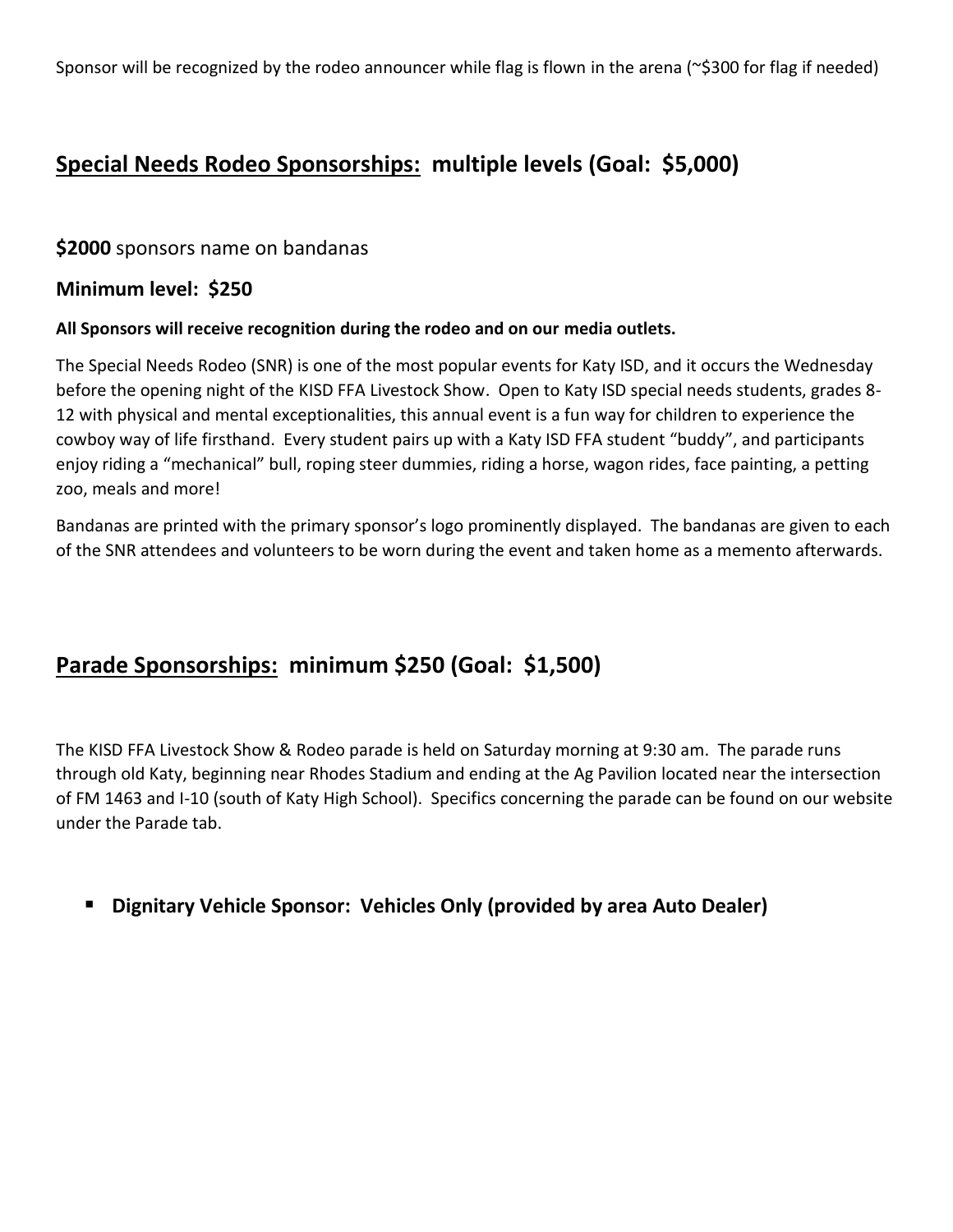Sponsor will be recognized by the rodeo announcer while flag is flown in the arena (~$300 for flag if needed)

## <u>Special Needs Rodeo Sponsorships:</u> multiple levels (Goal: $5,000)

**$2000** sponsors name on bandanas

### Minimum level: $250

**All Sponsors will receive recognition during the rodeo and on our media outlets.**

The Special Needs Rodeo (SNR) is one of the most popular events for Katy ISD, and it occurs the Wednesday before the opening night of the KISD FFA Livestock Show. Open to Katy ISD special needs students, grades 8-12 with physical and mental exceptionalities, this annual event is a fun way for children to experience the cowboy way of life firsthand. Every student pairs up with a Katy ISD FFA student "buddy", and participants enjoy riding a "mechanical" bull, roping steer dummies, riding a horse, wagon rides, face painting, a petting zoo, meals and more!

Bandanas are printed with the primary sponsor's logo prominently displayed. The bandanas are given to each of the SNR attendees and volunteers to be worn during the event and taken home as a memento afterwards.

## <u>Parade Sponsorships:</u> minimum $250 (Goal: $1,500)

The KISD FFA Livestock Show & Rodeo parade is held on Saturday morning at 9:30 am. The parade runs through old Katy, beginning near Rhodes Stadium and ending at the Ag Pavilion located near the intersection of FM 1463 and I-10 (south of Katy High School). Specifics concerning the parade can be found on our website under the Parade tab.

- **Dignitary Vehicle Sponsor: Vehicles Only (provided by area Auto Dealer)**